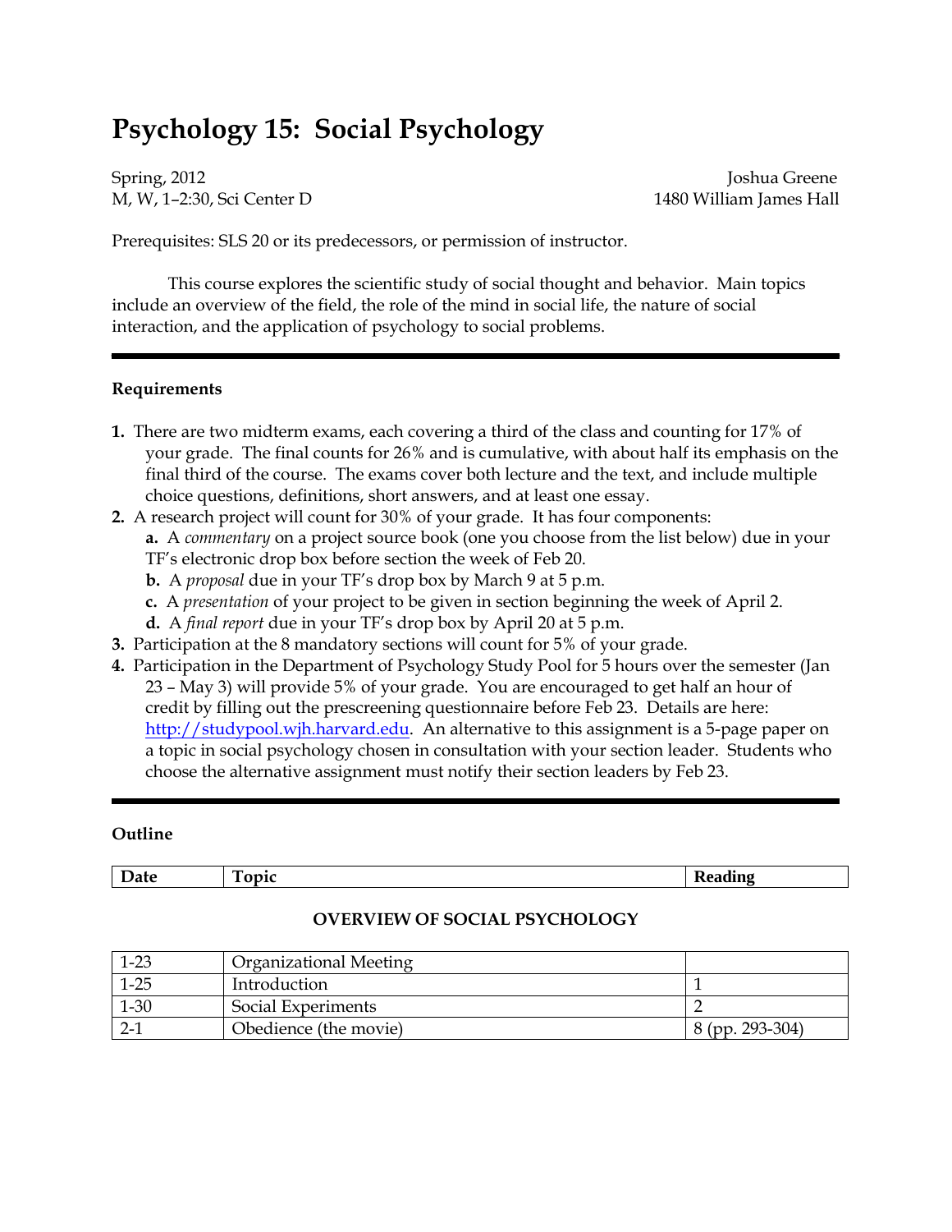# Psychology 15: Social Psychology

Spring, 2012  
M, W, 1–2:30, Sci Center D

Joshua Greene  
1480 William James Hall

Prerequisites: SLS 20 or its predecessors, or permission of instructor.

This course explores the scientific study of social thought and behavior. Main topics include an overview of the field, the role of the mind in social life, the nature of social interaction, and the application of psychology to social problems.

---

**Requirements**

1. There are two midterm exams, each covering a third of the class and counting for 17% of your grade. The final counts for 26% and is cumulative, with about half its emphasis on the final third of the course. The exams cover both lecture and the text, and include multiple choice questions, definitions, short answers, and at least one essay.
2. A research project will count for 30% of your grade. It has four components:
   **a.** A *commentary* on a project source book (one you choose from the list below) due in your TF's electronic drop box before section the week of Feb 20.
   **b.** A *proposal* due in your TF's drop box by March 9 at 5 p.m.
   **c.** A *presentation* of your project to be given in section beginning the week of April 2.
   **d.** A *final report* due in your TF's drop box by April 20 at 5 p.m.
3. Participation at the 8 mandatory sections will count for 5% of your grade.
4. Participation in the Department of Psychology Study Pool for 5 hours over the semester (Jan 23 – May 3) will provide 5% of your grade. You are encouraged to get half an hour of credit by filling out the prescreening questionnaire before Feb 23. Details are here: [http://studypool.wjh.harvard.edu](http://studypool.wjh.harvard.edu). An alternative to this assignment is a 5-page paper on a topic in social psychology chosen in consultation with your section leader. Students who choose the alternative assignment must notify their section leaders by Feb 23.

---

**Outline**

| Date | Topic | Reading |
|---|---|---|
| | **OVERVIEW OF SOCIAL PSYCHOLOGY** | |
| 1-23 | Organizational Meeting | |
| 1-25 | Introduction | 1 |
| 1-30 | Social Experiments | 2 |
| 2-1 | Obedience (the movie) | 8 (pp. 293-304) |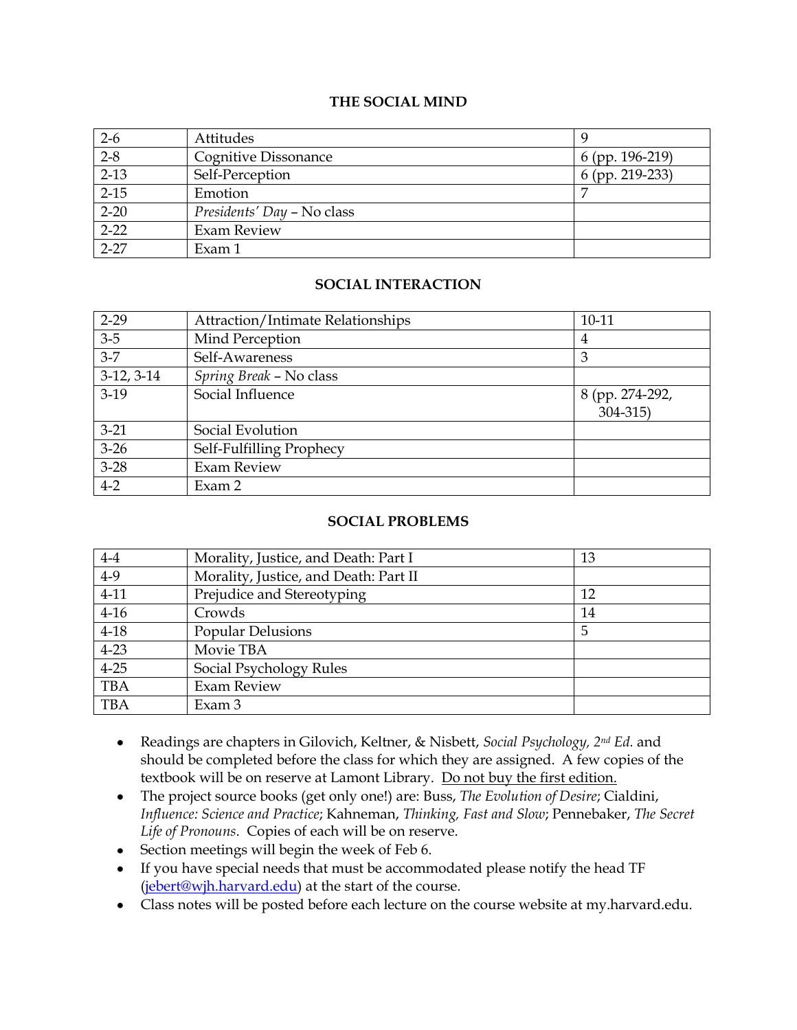## THE SOCIAL MIND

| | | |
|---|---|---|
| 2-6 | Attitudes | 9 |
| 2-8 | Cognitive Dissonance | 6 (pp. 196-219) |
| 2-13 | Self-Perception | 6 (pp. 219-233) |
| 2-15 | Emotion | 7 |
| 2-20 | *Presidents' Day* – No class | |
| 2-22 | Exam Review | |
| 2-27 | Exam 1 | |

## SOCIAL INTERACTION

| | | |
|---|---|---|
| 2-29 | Attraction/Intimate Relationships | 10-11 |
| 3-5 | Mind Perception | 4 |
| 3-7 | Self-Awareness | 3 |
| 3-12, 3-14 | *Spring Break* – No class | |
| 3-19 | Social Influence | 8 (pp. 274-292, 304-315) |
| 3-21 | Social Evolution | |
| 3-26 | Self-Fulfilling Prophecy | |
| 3-28 | Exam Review | |
| 4-2 | Exam 2 | |

## SOCIAL PROBLEMS

| | | |
|---|---|---|
| 4-4 | Morality, Justice, and Death: Part I | 13 |
| 4-9 | Morality, Justice, and Death: Part II | |
| 4-11 | Prejudice and Stereotyping | 12 |
| 4-16 | Crowds | 14 |
| 4-18 | Popular Delusions | 5 |
| 4-23 | Movie TBA | |
| 4-25 | Social Psychology Rules | |
| TBA | Exam Review | |
| TBA | Exam 3 | |

- Readings are chapters in Gilovich, Keltner, & Nisbett, *Social Psychology, 2nd Ed.* and should be completed before the class for which they are assigned. A few copies of the textbook will be on reserve at Lamont Library. <u>Do not buy the first edition.</u>
- The project source books (get only one!) are: Buss, *The Evolution of Desire*; Cialdini, *Influence: Science and Practice*; Kahneman, *Thinking, Fast and Slow*; Pennebaker, *The Secret Life of Pronouns*. Copies of each will be on reserve.
- Section meetings will begin the week of Feb 6.
- If you have special needs that must be accommodated please notify the head TF (jebert@wjh.harvard.edu) at the start of the course.
- Class notes will be posted before each lecture on the course website at my.harvard.edu.